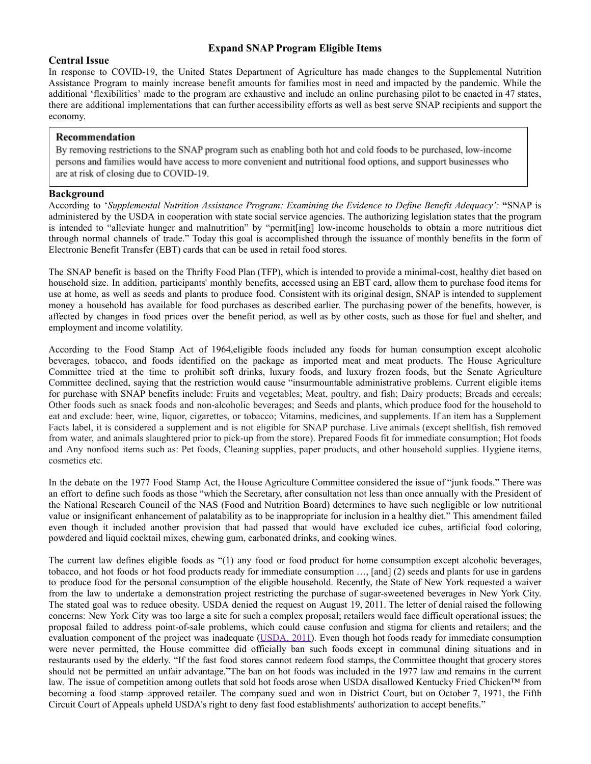# Expand SNAP Program Eligible Items

## Central Issue

In response to COVID-19, the United States Department of Agriculture has made changes to the Supplemental Nutrition Assistance Program to mainly increase benefit amounts for families most in need and impacted by the pandemic. While the additional 'flexibilities' made to the program are exhaustive and include an online purchasing pilot to be enacted in 47 states, there are additional implementations that can further accessibility efforts as well as best serve SNAP recipients and support the economy.

> **Recommendation**
>
> By removing restrictions to the SNAP program such as enabling both hot and cold foods to be purchased, low-income persons and families would have access to more convenient and nutritional food options, and support businesses who are at risk of closing due to COVID-19.

## Background

According to '*Supplemental Nutrition Assistance Program: Examining the Evidence to Define Benefit Adequacy':* **"**SNAP is administered by the USDA in cooperation with state social service agencies. The authorizing legislation states that the program is intended to "alleviate hunger and malnutrition" by "permit[ing] low-income households to obtain a more nutritious diet through normal channels of trade." Today this goal is accomplished through the issuance of monthly benefits in the form of Electronic Benefit Transfer (EBT) cards that can be used in retail food stores.

The SNAP benefit is based on the Thrifty Food Plan (TFP), which is intended to provide a minimal-cost, healthy diet based on household size. In addition, participants' monthly benefits, accessed using an EBT card, allow them to purchase food items for use at home, as well as seeds and plants to produce food. Consistent with its original design, SNAP is intended to supplement money a household has available for food purchases as described earlier. The purchasing power of the benefits, however, is affected by changes in food prices over the benefit period, as well as by other costs, such as those for fuel and shelter, and employment and income volatility.

According to the Food Stamp Act of 1964,eligible foods included any foods for human consumption except alcoholic beverages, tobacco, and foods identified on the package as imported meat and meat products. The House Agriculture Committee tried at the time to prohibit soft drinks, luxury foods, and luxury frozen foods, but the Senate Agriculture Committee declined, saying that the restriction would cause "insurmountable administrative problems. Current eligible items for purchase with SNAP benefits include: Fruits and vegetables; Meat, poultry, and fish; Dairy products; Breads and cereals; Other foods such as snack foods and non-alcoholic beverages; and Seeds and plants, which produce food for the household to eat and exclude: beer, wine, liquor, cigarettes, or tobacco; Vitamins, medicines, and supplements. If an item has a Supplement Facts label, it is considered a supplement and is not eligible for SNAP purchase. Live animals (except shellfish, fish removed from water, and animals slaughtered prior to pick-up from the store). Prepared Foods fit for immediate consumption; Hot foods and Any nonfood items such as: Pet foods, Cleaning supplies, paper products, and other household supplies. Hygiene items, cosmetics etc.

In the debate on the 1977 Food Stamp Act, the House Agriculture Committee considered the issue of "junk foods." There was an effort to define such foods as those "which the Secretary, after consultation not less than once annually with the President of the National Research Council of the NAS (Food and Nutrition Board) determines to have such negligible or low nutritional value or insignificant enhancement of palatability as to be inappropriate for inclusion in a healthy diet." This amendment failed even though it included another provision that had passed that would have excluded ice cubes, artificial food coloring, powdered and liquid cocktail mixes, chewing gum, carbonated drinks, and cooking wines.

The current law defines eligible foods as "(1) any food or food product for home consumption except alcoholic beverages, tobacco, and hot foods or hot food products ready for immediate consumption …, [and] (2) seeds and plants for use in gardens to produce food for the personal consumption of the eligible household. Recently, the State of New York requested a waiver from the law to undertake a demonstration project restricting the purchase of sugar-sweetened beverages in New York City. The stated goal was to reduce obesity. USDA denied the request on August 19, 2011. The letter of denial raised the following concerns: New York City was too large a site for such a complex proposal; retailers would face difficult operational issues; the proposal failed to address point-of-sale problems, which could cause confusion and stigma for clients and retailers; and the evaluation component of the project was inadequate (USDA, 2011). Even though hot foods ready for immediate consumption were never permitted, the House committee did officially ban such foods except in communal dining situations and in restaurants used by the elderly. "If the fast food stores cannot redeem food stamps, the Committee thought that grocery stores should not be permitted an unfair advantage."The ban on hot foods was included in the 1977 law and remains in the current law. The issue of competition among outlets that sold hot foods arose when USDA disallowed Kentucky Fried Chicken™ from becoming a food stamp–approved retailer. The company sued and won in District Court, but on October 7, 1971, the Fifth Circuit Court of Appeals upheld USDA's right to deny fast food establishments' authorization to accept benefits."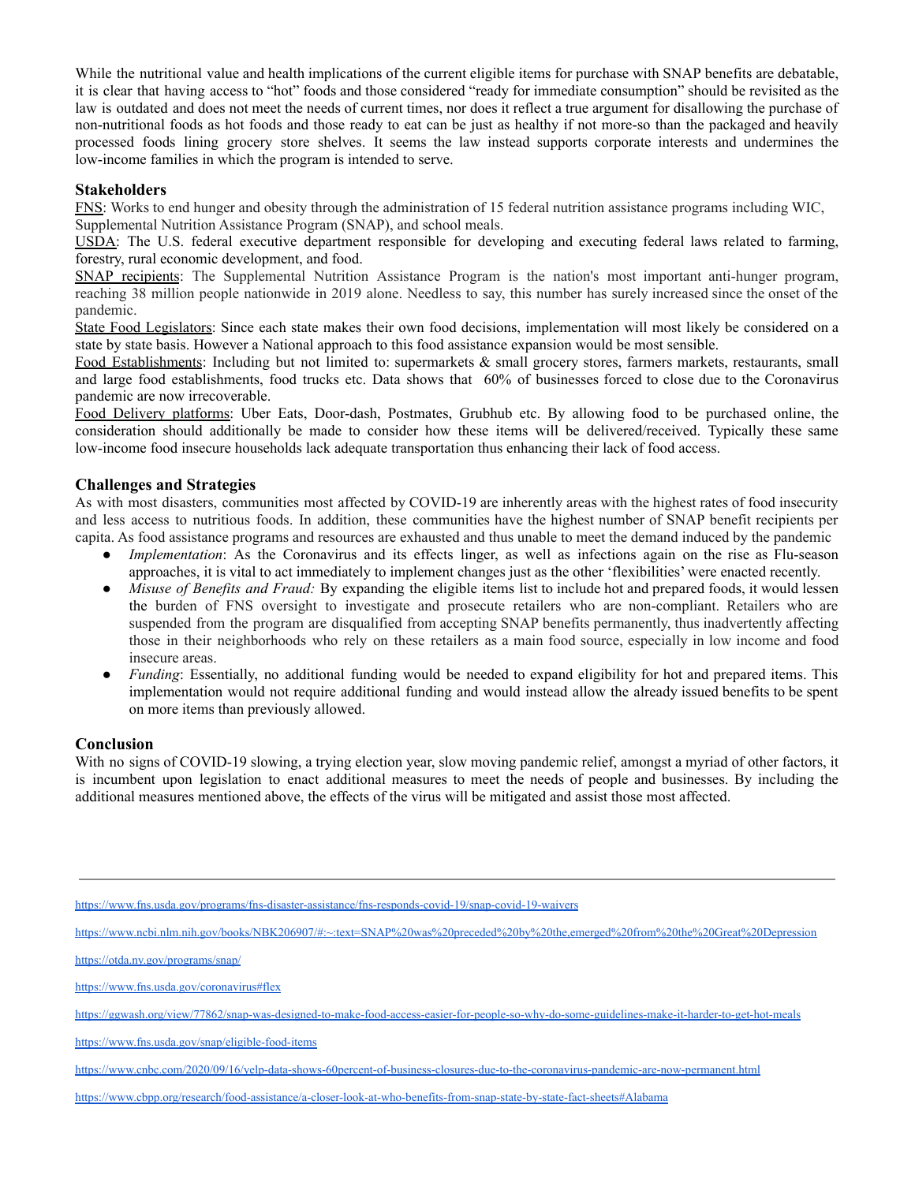While the nutritional value and health implications of the current eligible items for purchase with SNAP benefits are debatable, it is clear that having access to "hot" foods and those considered "ready for immediate consumption" should be revisited as the law is outdated and does not meet the needs of current times, nor does it reflect a true argument for disallowing the purchase of non-nutritional foods as hot foods and those ready to eat can be just as healthy if not more-so than the packaged and heavily processed foods lining grocery store shelves. It seems the law instead supports corporate interests and undermines the low-income families in which the program is intended to serve.

## Stakeholders

FNS: Works to end hunger and obesity through the administration of 15 federal nutrition assistance programs including WIC, Supplemental Nutrition Assistance Program (SNAP), and school meals.

USDA: The U.S. federal executive department responsible for developing and executing federal laws related to farming, forestry, rural economic development, and food.

SNAP recipients: The Supplemental Nutrition Assistance Program is the nation's most important anti-hunger program, reaching 38 million people nationwide in 2019 alone. Needless to say, this number has surely increased since the onset of the pandemic.

State Food Legislators: Since each state makes their own food decisions, implementation will most likely be considered on a state by state basis. However a National approach to this food assistance expansion would be most sensible.

Food Establishments: Including but not limited to: supermarkets & small grocery stores, farmers markets, restaurants, small and large food establishments, food trucks etc. Data shows that 60% of businesses forced to close due to the Coronavirus pandemic are now irrecoverable.

Food Delivery platforms: Uber Eats, Door-dash, Postmates, Grubhub etc. By allowing food to be purchased online, the consideration should additionally be made to consider how these items will be delivered/received. Typically these same low-income food insecure households lack adequate transportation thus enhancing their lack of food access.

## Challenges and Strategies

As with most disasters, communities most affected by COVID-19 are inherently areas with the highest rates of food insecurity and less access to nutritious foods. In addition, these communities have the highest number of SNAP benefit recipients per capita. As food assistance programs and resources are exhausted and thus unable to meet the demand induced by the pandemic

- *Implementation*: As the Coronavirus and its effects linger, as well as infections again on the rise as Flu-season approaches, it is vital to act immediately to implement changes just as the other 'flexibilities' were enacted recently.
- *Misuse of Benefits and Fraud:* By expanding the eligible items list to include hot and prepared foods, it would lessen the burden of FNS oversight to investigate and prosecute retailers who are non-compliant. Retailers who are suspended from the program are disqualified from accepting SNAP benefits permanently, thus inadvertently affecting those in their neighborhoods who rely on these retailers as a main food source, especially in low income and food insecure areas.
- *Funding*: Essentially, no additional funding would be needed to expand eligibility for hot and prepared items. This implementation would not require additional funding and would instead allow the already issued benefits to be spent on more items than previously allowed.

## Conclusion

With no signs of COVID-19 slowing, a trying election year, slow moving pandemic relief, amongst a myriad of other factors, it is incumbent upon legislation to enact additional measures to meet the needs of people and businesses. By including the additional measures mentioned above, the effects of the virus will be mitigated and assist those most affected.

---

https://www.fns.usda.gov/programs/fns-disaster-assistance/fns-responds-covid-19/snap-covid-19-waivers

https://www.ncbi.nlm.nih.gov/books/NBK206907/#:~:text=SNAP%20was%20preceded%20by%20the,emerged%20from%20the%20Great%20Depression

https://otda.ny.gov/programs/snap/

https://www.fns.usda.gov/coronavirus#flex

https://ggwash.org/view/77862/snap-was-designed-to-make-food-access-easier-for-people-so-why-do-some-guidelines-make-it-harder-to-get-hot-meals

https://www.fns.usda.gov/snap/eligible-food-items

https://www.cnbc.com/2020/09/16/yelp-data-shows-60percent-of-business-closures-due-to-the-coronavirus-pandemic-are-now-permanent.html

https://www.cbpp.org/research/food-assistance/a-closer-look-at-who-benefits-from-snap-state-by-state-fact-sheets#Alabama